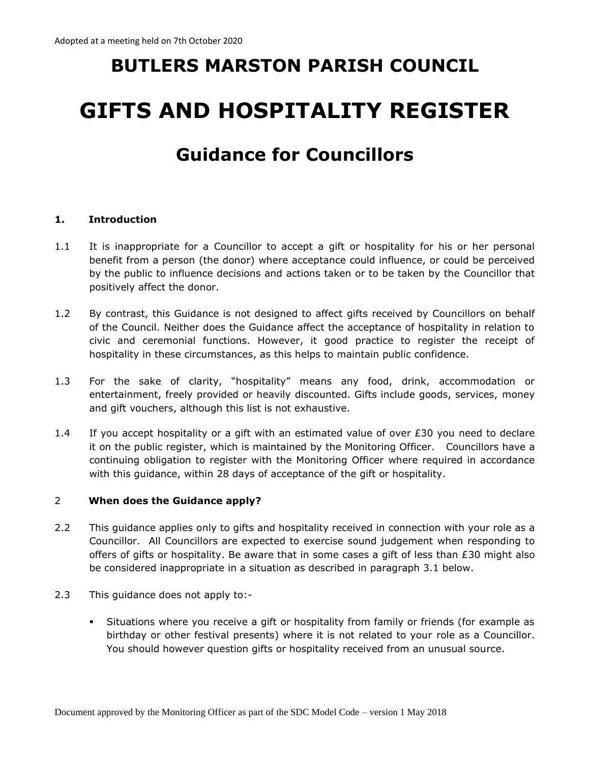Adopted at a meeting held on 7th October 2020

# BUTLERS MARSTON PARISH COUNCIL

# GIFTS AND HOSPITALITY REGISTER

## Guidance for Councillors

### 1. Introduction

1.1 It is inappropriate for a Councillor to accept a gift or hospitality for his or her personal benefit from a person (the donor) where acceptance could influence, or could be perceived by the public to influence decisions and actions taken or to be taken by the Councillor that positively affect the donor.

1.2 By contrast, this Guidance is not designed to affect gifts received by Councillors on behalf of the Council. Neither does the Guidance affect the acceptance of hospitality in relation to civic and ceremonial functions. However, it good practice to register the receipt of hospitality in these circumstances, as this helps to maintain public confidence.

1.3 For the sake of clarity, "hospitality" means any food, drink, accommodation or entertainment, freely provided or heavily discounted. Gifts include goods, services, money and gift vouchers, although this list is not exhaustive.

1.4 If you accept hospitality or a gift with an estimated value of over £30 you need to declare it on the public register, which is maintained by the Monitoring Officer. Councillors have a continuing obligation to register with the Monitoring Officer where required in accordance with this guidance, within 28 days of acceptance of the gift or hospitality.

### 2 When does the Guidance apply?

2.2 This guidance applies only to gifts and hospitality received in connection with your role as a Councillor. All Councillors are expected to exercise sound judgement when responding to offers of gifts or hospitality. Be aware that in some cases a gift of less than £30 might also be considered inappropriate in a situation as described in paragraph 3.1 below.

2.3 This guidance does not apply to:-

- Situations where you receive a gift or hospitality from family or friends (for example as birthday or other festival presents) where it is not related to your role as a Councillor. You should however question gifts or hospitality received from an unusual source.

Document approved by the Monitoring Officer as part of the SDC Model Code – version 1 May 2018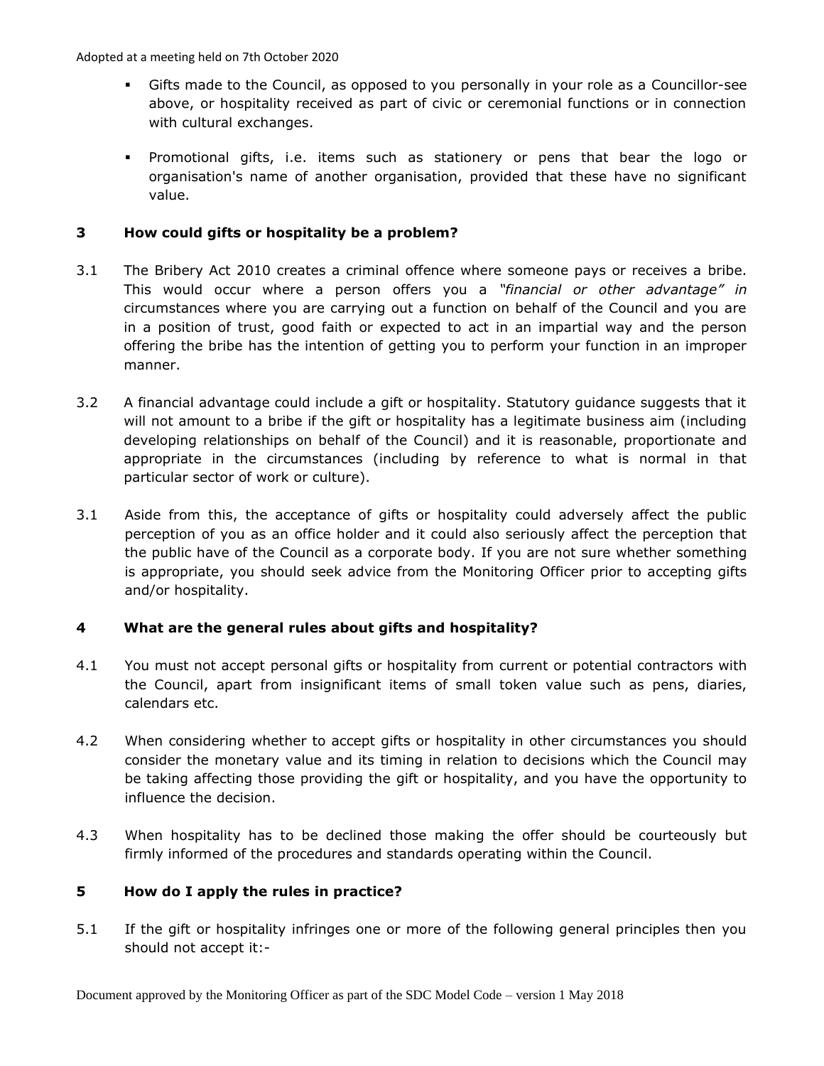- Gifts made to the Council, as opposed to you personally in your role as a Councillor-see above, or hospitality received as part of civic or ceremonial functions or in connection with cultural exchanges.

- Promotional gifts, i.e. items such as stationery or pens that bear the logo or organisation's name of another organisation, provided that these have no significant value.

## 3 How could gifts or hospitality be a problem?

3.1 The Bribery Act 2010 creates a criminal offence where someone pays or receives a bribe. This would occur where a person offers you a *"financial or other advantage" in* circumstances where you are carrying out a function on behalf of the Council and you are in a position of trust, good faith or expected to act in an impartial way and the person offering the bribe has the intention of getting you to perform your function in an improper manner.

3.2 A financial advantage could include a gift or hospitality. Statutory guidance suggests that it will not amount to a bribe if the gift or hospitality has a legitimate business aim (including developing relationships on behalf of the Council) and it is reasonable, proportionate and appropriate in the circumstances (including by reference to what is normal in that particular sector of work or culture).

3.1 Aside from this, the acceptance of gifts or hospitality could adversely affect the public perception of you as an office holder and it could also seriously affect the perception that the public have of the Council as a corporate body. If you are not sure whether something is appropriate, you should seek advice from the Monitoring Officer prior to accepting gifts and/or hospitality.

## 4 What are the general rules about gifts and hospitality?

4.1 You must not accept personal gifts or hospitality from current or potential contractors with the Council, apart from insignificant items of small token value such as pens, diaries, calendars etc.

4.2 When considering whether to accept gifts or hospitality in other circumstances you should consider the monetary value and its timing in relation to decisions which the Council may be taking affecting those providing the gift or hospitality, and you have the opportunity to influence the decision.

4.3 When hospitality has to be declined those making the offer should be courteously but firmly informed of the procedures and standards operating within the Council.

## 5 How do I apply the rules in practice?

5.1 If the gift or hospitality infringes one or more of the following general principles then you should not accept it:-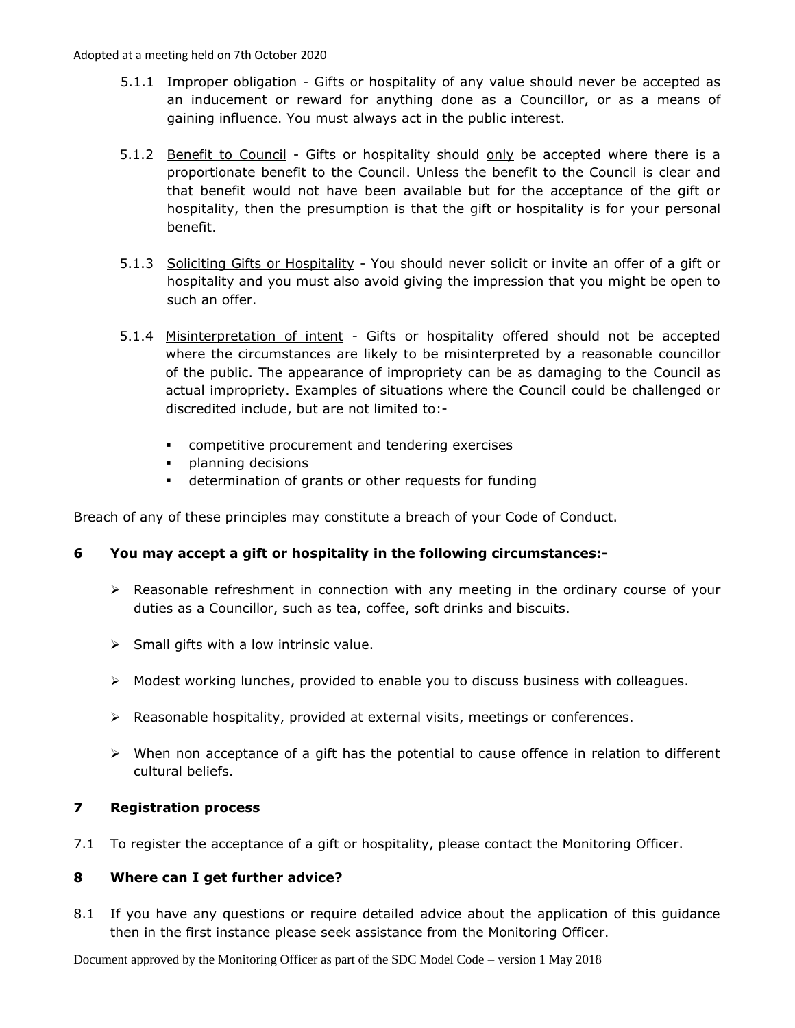5.1.1 Improper obligation - Gifts or hospitality of any value should never be accepted as an inducement or reward for anything done as a Councillor, or as a means of gaining influence. You must always act in the public interest.

5.1.2 Benefit to Council - Gifts or hospitality should only be accepted where there is a proportionate benefit to the Council. Unless the benefit to the Council is clear and that benefit would not have been available but for the acceptance of the gift or hospitality, then the presumption is that the gift or hospitality is for your personal benefit.

5.1.3 Soliciting Gifts or Hospitality - You should never solicit or invite an offer of a gift or hospitality and you must also avoid giving the impression that you might be open to such an offer.

5.1.4 Misinterpretation of intent - Gifts or hospitality offered should not be accepted where the circumstances are likely to be misinterpreted by a reasonable councillor of the public. The appearance of impropriety can be as damaging to the Council as actual impropriety. Examples of situations where the Council could be challenged or discredited include, but are not limited to:-

- competitive procurement and tendering exercises
- planning decisions
- determination of grants or other requests for funding

Breach of any of these principles may constitute a breach of your Code of Conduct.

## 6 You may accept a gift or hospitality in the following circumstances:-

- Reasonable refreshment in connection with any meeting in the ordinary course of your duties as a Councillor, such as tea, coffee, soft drinks and biscuits.
- Small gifts with a low intrinsic value.
- Modest working lunches, provided to enable you to discuss business with colleagues.
- Reasonable hospitality, provided at external visits, meetings or conferences.
- When non acceptance of a gift has the potential to cause offence in relation to different cultural beliefs.

## 7 Registration process

7.1 To register the acceptance of a gift or hospitality, please contact the Monitoring Officer.

## 8 Where can I get further advice?

8.1 If you have any questions or require detailed advice about the application of this guidance then in the first instance please seek assistance from the Monitoring Officer.